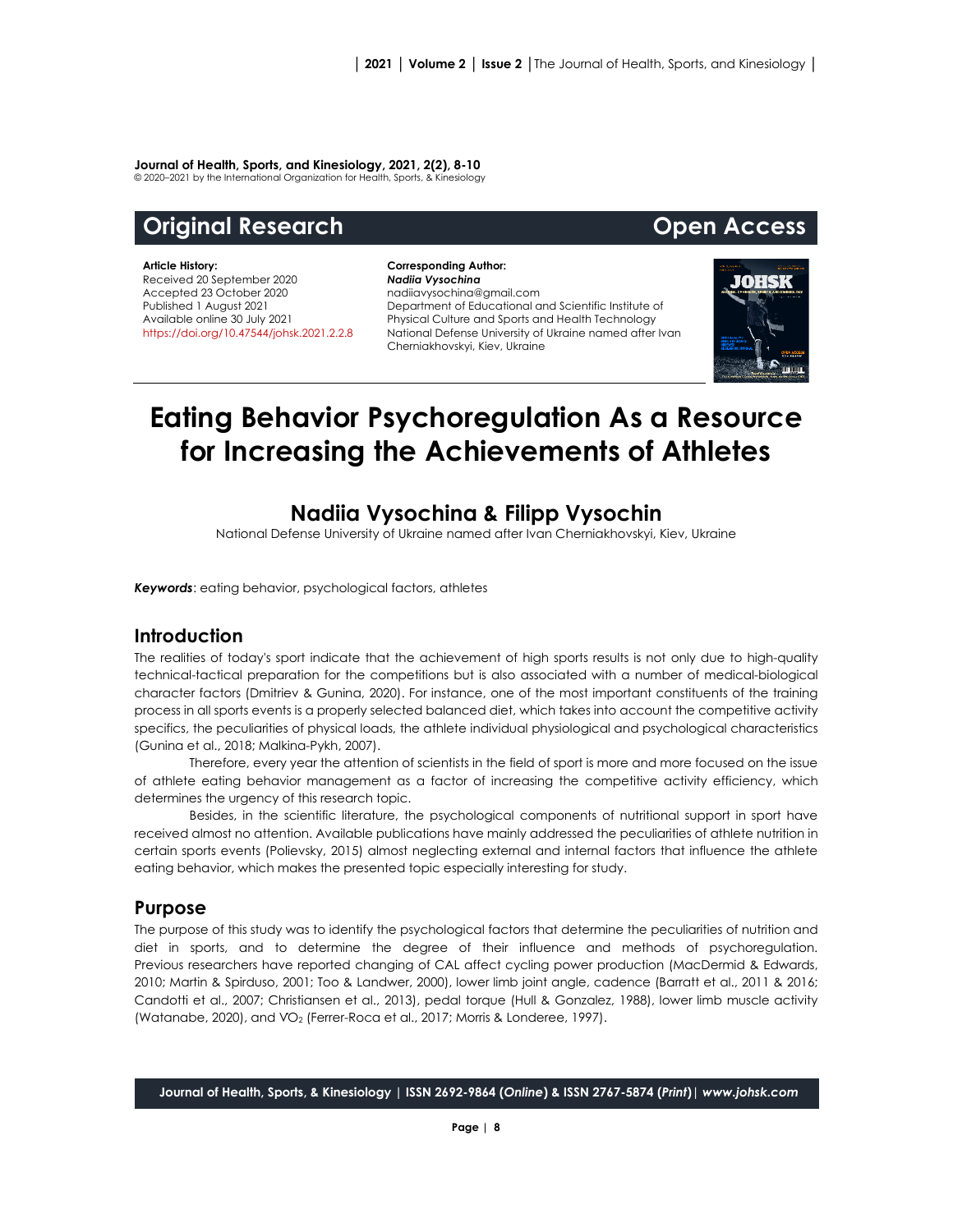**Journal of Health, Sports, and Kinesiology, 2021, 2(2), 8-10**
© 2020–2021 by the International Organization for Health, Sports, & Kinesiology

**Original Research** **Open Access**

**Article History:**
Received 20 September 2020
Accepted 23 October 2020
Published 1 August 2021
Available online 30 July 2021
https://doi.org/10.47544/johsk.2021.2.2.8

**Corresponding Author:**
***Nadiia Vysochina***
nadiiavysochina@gmail.com
Department of Educational and Scientific Institute of Physical Culture and Sports and Health Technology
National Defense University of Ukraine named after Ivan Cherniakhovskyi, Kiev, Ukraine

# Eating Behavior Psychoregulation As a Resource for Increasing the Achievements of Athletes

## Nadiia Vysochina & Filipp Vysochin

National Defense University of Ukraine named after Ivan Cherniakhovskyi, Kiev, Ukraine

***Keywords***: eating behavior, psychological factors, athletes

## Introduction

The realities of today's sport indicate that the achievement of high sports results is not only due to high-quality technical-tactical preparation for the competitions but is also associated with a number of medical-biological character factors (Dmitriev & Gunina, 2020). For instance, one of the most important constituents of the training process in all sports events is a properly selected balanced diet, which takes into account the competitive activity specifics, the peculiarities of physical loads, the athlete individual physiological and psychological characteristics (Gunina et al., 2018; Malkina-Pykh, 2007).

Therefore, every year the attention of scientists in the field of sport is more and more focused on the issue of athlete eating behavior management as a factor of increasing the competitive activity efficiency, which determines the urgency of this research topic.

Besides, in the scientific literature, the psychological components of nutritional support in sport have received almost no attention. Available publications have mainly addressed the peculiarities of athlete nutrition in certain sports events (Polievsky, 2015) almost neglecting external and internal factors that influence the athlete eating behavior, which makes the presented topic especially interesting for study.

## Purpose

The purpose of this study was to identify the psychological factors that determine the peculiarities of nutrition and diet in sports, and to determine the degree of their influence and methods of psychoregulation. Previous researchers have reported changing of CAL affect cycling power production (MacDermid & Edwards, 2010; Martin & Spirduso, 2001; Too & Landwer, 2000), lower limb joint angle, cadence (Barratt et al., 2011 & 2016; Candotti et al., 2007; Christiansen et al., 2013), pedal torque (Hull & Gonzalez, 1988), lower limb muscle activity (Watanabe, 2020), and $VO_2$ (Ferrer-Roca et al., 2017; Morris & Londeree, 1997).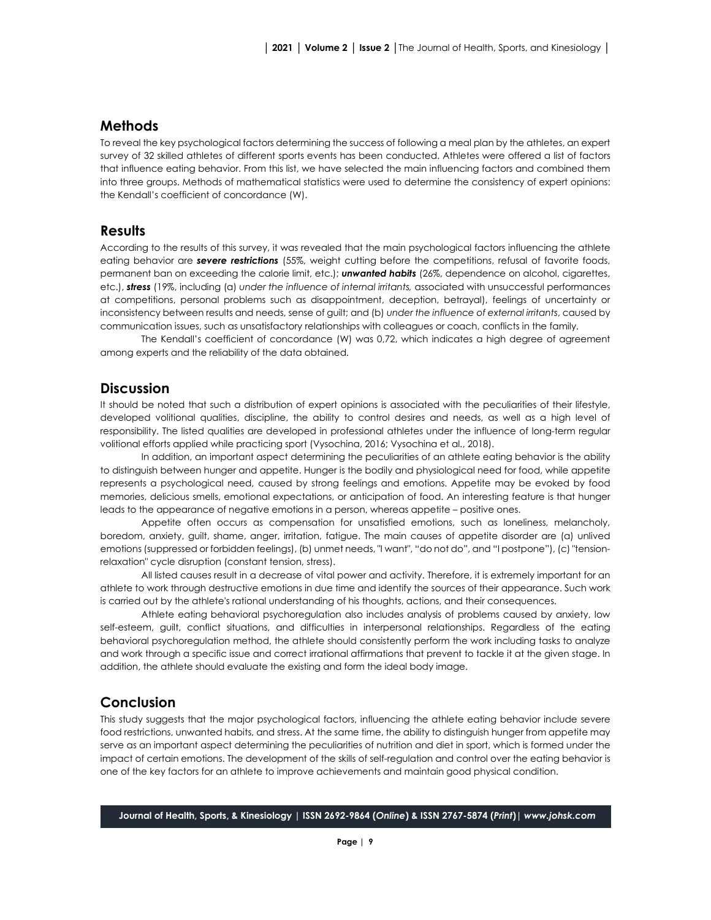## Methods

To reveal the key psychological factors determining the success of following a meal plan by the athletes, an expert survey of 32 skilled athletes of different sports events has been conducted. Athletes were offered a list of factors that influence eating behavior. From this list, we have selected the main influencing factors and combined them into three groups. Methods of mathematical statistics were used to determine the consistency of expert opinions: the Kendall's coefficient of concordance (W).

## Results

According to the results of this survey, it was revealed that the main psychological factors influencing the athlete eating behavior are ***severe restrictions*** (55%, weight cutting before the competitions, refusal of favorite foods, permanent ban on exceeding the calorie limit, etc.); ***unwanted habits*** (26%, dependence on alcohol, cigarettes, etc.), ***stress*** (19%, including (a) *under the influence of internal irritants,* associated with unsuccessful performances at competitions, personal problems such as disappointment, deception, betrayal), feelings of uncertainty or inconsistency between results and needs, sense of guilt; and (b) *under the influence of external irritants*, caused by communication issues, such as unsatisfactory relationships with colleagues or coach, conflicts in the family.

The Kendall's coefficient of concordance (W) was 0,72, which indicates a high degree of agreement among experts and the reliability of the data obtained.

## Discussion

It should be noted that such a distribution of expert opinions is associated with the peculiarities of their lifestyle, developed volitional qualities, discipline, the ability to control desires and needs, as well as a high level of responsibility. The listed qualities are developed in professional athletes under the influence of long-term regular volitional efforts applied while practicing sport (Vysochina, 2016; Vysochina et al., 2018).

In addition, an important aspect determining the peculiarities of an athlete eating behavior is the ability to distinguish between hunger and appetite. Hunger is the bodily and physiological need for food, while appetite represents a psychological need, caused by strong feelings and emotions. Appetite may be evoked by food memories, delicious smells, emotional expectations, or anticipation of food. An interesting feature is that hunger leads to the appearance of negative emotions in a person, whereas appetite – positive ones.

Appetite often occurs as compensation for unsatisfied emotions, such as loneliness, melancholy, boredom, anxiety, guilt, shame, anger, irritation, fatigue. The main causes of appetite disorder are (a) unlived emotions (suppressed or forbidden feelings), (b) unmet needs, "I want", "do not do", and "I postpone"), (c) "tension-relaxation" cycle disruption (constant tension, stress).

All listed causes result in a decrease of vital power and activity. Therefore, it is extremely important for an athlete to work through destructive emotions in due time and identify the sources of their appearance. Such work is carried out by the athlete's rational understanding of his thoughts, actions, and their consequences.

Athlete eating behavioral psychoregulation also includes analysis of problems caused by anxiety, low self-esteem, guilt, conflict situations, and difficulties in interpersonal relationships. Regardless of the eating behavioral psychoregulation method, the athlete should consistently perform the work including tasks to analyze and work through a specific issue and correct irrational affirmations that prevent to tackle it at the given stage. In addition, the athlete should evaluate the existing and form the ideal body image.

## Conclusion

This study suggests that the major psychological factors, influencing the athlete eating behavior include severe food restrictions, unwanted habits, and stress. At the same time, the ability to distinguish hunger from appetite may serve as an important aspect determining the peculiarities of nutrition and diet in sport, which is formed under the impact of certain emotions. The development of the skills of self-regulation and control over the eating behavior is one of the key factors for an athlete to improve achievements and maintain good physical condition.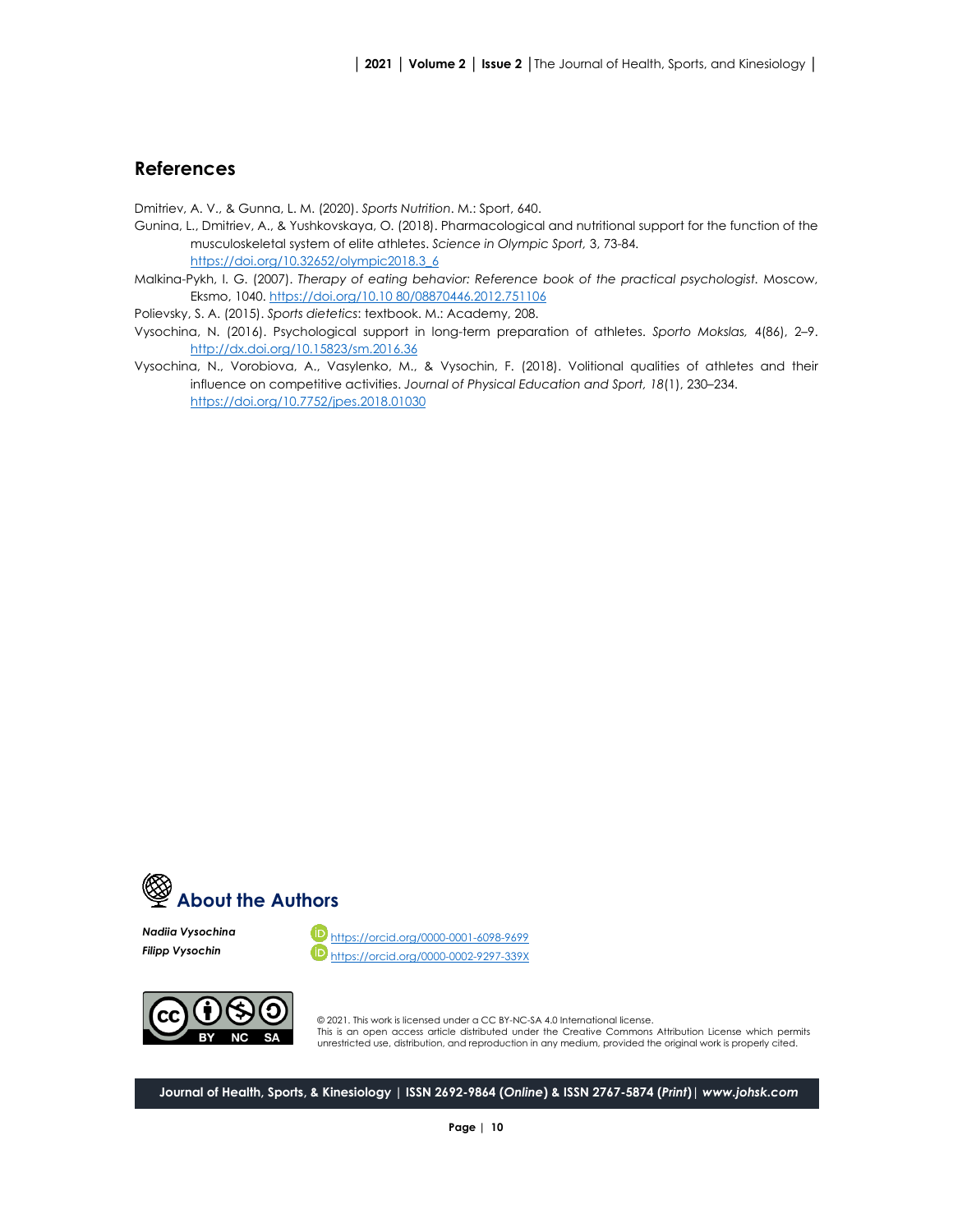## References

Dmitriev, A. V., & Gunna, L. M. (2020). *Sports Nutrition*. M.: Sport, 640.

Gunina, L., Dmitriev, A., & Yushkovskaya, O. (2018). Pharmacological and nutritional support for the function of the musculoskeletal system of elite athletes. *Science in Olympic Sport,* 3, 73-84. https://doi.org/10.32652/olympic2018.3_6

Malkina-Pykh, I. G. (2007). *Therapy of eating behavior: Reference book of the practical psychologist.* Moscow, Eksmo, 1040. https://doi.org/10.10 80/08870446.2012.751106

Polievsky, S. A. (2015). *Sports dietetics*: textbook. M.: Academy, 208.

Vysochina, N. (2016). Psychological support in long-term preparation of athletes. *Sporto Mokslas,* 4(86), 2–9. http://dx.doi.org/10.15823/sm.2016.36

Vysochina, N., Vorobiova, A., Vasylenko, M., & Vysochin, F. (2018). Volitional qualities of athletes and their influence on competitive activities. *Journal of Physical Education and Sport, 18*(1), 230–234. https://doi.org/10.7752/jpes.2018.01030

## About the Authors

***Nadiia Vysochina*** https://orcid.org/0000-0001-6098-9699

***Filipp Vysochin*** https://orcid.org/0000-0002-9297-339X

© 2021. This work is licensed under a CC BY-NC-SA 4.0 International license.
This is an open access article distributed under the Creative Commons Attribution License which permits unrestricted use, distribution, and reproduction in any medium, provided the original work is properly cited.